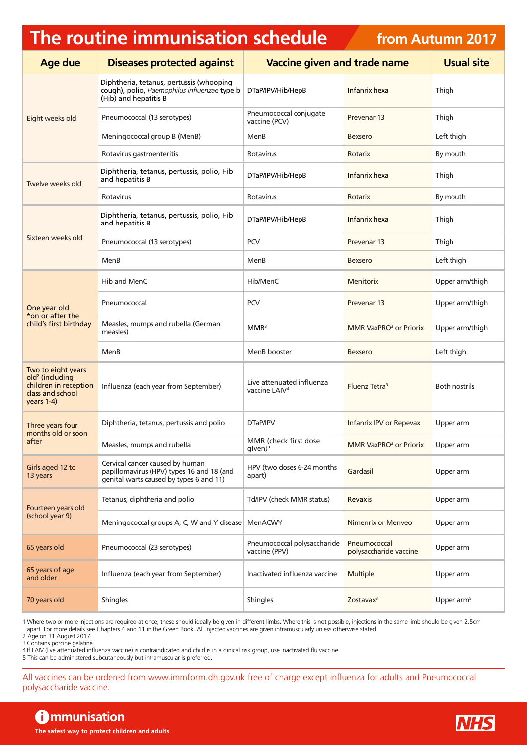# The routine immunisation schedule from Autumn 2017

| Age due | Diseases protected against | Vaccine given and trade name | | Usual site[1] |
|---|---|---|---|---|
| Eight weeks old | Diphtheria, tetanus, pertussis (whooping cough), polio, *Haemophilus influenzae* type b (Hib) and hepatitis B | DTaP/IPV/Hib/HepB | Infanrix hexa | Thigh |
| | Pneumococcal (13 serotypes) | Pneumococcal conjugate vaccine (PCV) | Prevenar 13 | Thigh |
| | Meningococcal group B (MenB) | MenB | Bexsero | Left thigh |
| | Rotavirus gastroenteritis | Rotavirus | Rotarix | By mouth |
| Twelve weeks old | Diphtheria, tetanus, pertussis, polio, Hib and hepatitis B | DTaP/IPV/Hib/HepB | Infanrix hexa | Thigh |
| | Rotavirus | Rotavirus | Rotarix | By mouth |
| Sixteen weeks old | Diphtheria, tetanus, pertussis, polio, Hib and hepatitis B | DTaP/IPV/Hib/HepB | Infanrix hexa | Thigh |
| | Pneumococcal (13 serotypes) | PCV | Prevenar 13 | Thigh |
| | MenB | MenB | Bexsero | Left thigh |
| One year old *on or after the child's first birthday | Hib and MenC | Hib/MenC | Menitorix | Upper arm/thigh |
| | Pneumococcal | PCV | Prevenar 13 | Upper arm/thigh |
| | Measles, mumps and rubella (German measles) | MMR[3] | MMR VaxPRO[3] or Priorix | Upper arm/thigh |
| | MenB | MenB booster | Bexsero | Left thigh |
| Two to eight years old[2] (including children in reception class and school years 1-4) | Influenza (each year from September) | Live attenuated influenza vaccine LAIV[4] | Fluenz Tetra[3] | Both nostrils |
| Three years four months old or soon after | Diphtheria, tetanus, pertussis and polio | DTaP/IPV | Infanrix IPV or Repevax | Upper arm |
| | Measles, mumps and rubella | MMR (check first dose given)[3] | MMR VaxPRO[3] or Priorix | Upper arm |
| Girls aged 12 to 13 years | Cervical cancer caused by human papillomavirus (HPV) types 16 and 18 (and genital warts caused by types 6 and 11) | HPV (two doses 6-24 months apart) | Gardasil | Upper arm |
| Fourteen years old (school year 9) | Tetanus, diphtheria and polio | Td/IPV (check MMR status) | Revaxis | Upper arm |
| | Meningococcal groups A, C, W and Y disease | MenACWY | Nimenrix or Menveo | Upper arm |
| 65 years old | Pneumococcal (23 serotypes) | Pneumococcal polysaccharide vaccine (PPV) | Pneumococcal polysaccharide vaccine | Upper arm |
| 65 years of age and older | Influenza (each year from September) | Inactivated influenza vaccine | Multiple | Upper arm |
| 70 years old | Shingles | Shingles | Zostavax[3] | Upper arm[5] |

1 Where two or more injections are required at once, these should ideally be given in different limbs. Where this is not possible, injections in the same limb should be given 2.5cm apart. For more details see Chapters 4 and 11 in the Green Book. All injected vaccines are given intramuscularly unless otherwise stated.
2 Age on 31 August 2017
3 Contains porcine gelatine
4 If LAIV (live attenuated influenza vaccine) is contraindicated and child is in a clinical risk group, use inactivated flu vaccine
5 This can be administered subcutaneously but intramuscular is preferred.

All vaccines can be ordered from www.immform.dh.gov.uk free of charge except influenza for adults and Pneumococcal polysaccharide vaccine.

**Immunisation**
**The safest way to protect children and adults**

NHS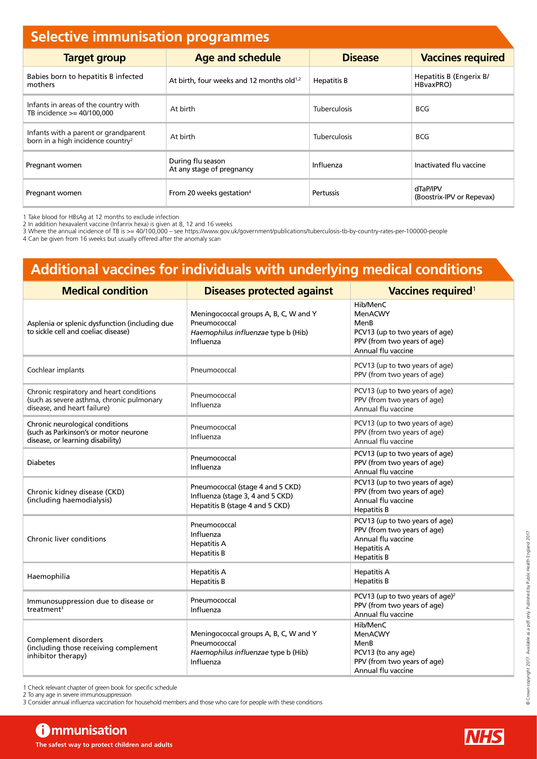## Selective immunisation programmes

| Target group | Age and schedule | Disease | Vaccines required |
|---|---|---|---|
| Babies born to hepatitis B infected mothers | At birth, four weeks and 12 months old[1,2] | Hepatitis B | Hepatitis B (Engerix B/ HBvaxPRO) |
| Infants in areas of the country with TB incidence >= 40/100,000 | At birth | Tuberculosis | BCG |
| Infants with a parent or grandparent born in a high incidence country[2] | At birth | Tuberculosis | BCG |
| Pregnant women | During flu season<br>At any stage of pregnancy | Influenza | Inactivated flu vaccine |
| Pregnant women | From 20 weeks gestation[4] | Pertussis | dTaP/IPV<br>(Boostrix-IPV or Repevax) |

1 Take blood for HBsAg at 12 months to exclude infection
2 In addition hexavalent vaccine (Infanrix hexa) is given at 8, 12 and 16 weeks
3 Where the annual incidence of TB is >= 40/100,000 – see https://www.gov.uk/government/publications/tuberculosis-tb-by-country-rates-per-100000-people
4 Can be given from 16 weeks but usually offered after the anomaly scan

## Additional vaccines for individuals with underlying medical conditions

| Medical condition | Diseases protected against | Vaccines required[1] |
|---|---|---|
| Asplenia or splenic dysfunction (including due to sickle cell and coeliac disease) | Meningococcal groups A, B, C, W and Y<br>Pneumococcal<br>*Haemophilus influenzae* type b (Hib)<br>Influenza | Hib/MenC<br>MenACWY<br>MenB<br>PCV13 (up to two years of age)<br>PPV (from two years of age)<br>Annual flu vaccine |
| Cochlear implants | Pneumococcal | PCV13 (up to two years of age)<br>PPV (from two years of age) |
| Chronic respiratory and heart conditions (such as severe asthma, chronic pulmonary disease, and heart failure) | Pneumococcal<br>Influenza | PCV13 (up to two years of age)<br>PPV (from two years of age)<br>Annual flu vaccine |
| Chronic neurological conditions (such as Parkinson's or motor neurone disease, or learning disability) | Pneumococcal<br>Influenza | PCV13 (up to two years of age)<br>PPV (from two years of age)<br>Annual flu vaccine |
| Diabetes | Pneumococcal<br>Influenza | PCV13 (up to two years of age)<br>PPV (from two years of age)<br>Annual flu vaccine |
| Chronic kidney disease (CKD) (including haemodialysis) | Pneumococcal (stage 4 and 5 CKD)<br>Influenza (stage 3, 4 and 5 CKD)<br>Hepatitis B (stage 4 and 5 CKD) | PCV13 (up to two years of age)<br>PPV (from two years of age)<br>Annual flu vaccine<br>Hepatitis B |
| Chronic liver conditions | Pneumococcal<br>Influenza<br>Hepatitis A<br>Hepatitis B | PCV13 (up to two years of age)<br>PPV (from two years of age)<br>Annual flu vaccine<br>Hepatitis A<br>Hepatitis B |
| Haemophilia | Hepatitis A<br>Hepatitis B | Hepatitis A<br>Hepatitis B |
| Immunosuppression due to disease or treatment[3] | Pneumococcal<br>Influenza | PCV13 (up to two years of age)[2]<br>PPV (from two years of age)<br>Annual flu vaccine |
| Complement disorders (including those receiving complement inhibitor therapy) | Meningococcal groups A, B, C, W and Y<br>Pneumococcal<br>*Haemophilus influenzae* type b (Hib)<br>Influenza | Hib/MenC<br>MenACWY<br>MenB<br>PCV13 (to any age)<br>PPV (from two years of age)<br>Annual flu vaccine |

1 Check relevant chapter of green book for specific schedule
2 To any age in severe immunosuppression
3 Consider annual influenza vaccination for household members and those who care for people with these conditions

© Crown copyright 2017. Available as a pdf only. Published by Public Health England 2017

**Immunisation**
The safest way to protect children and adults

NHS